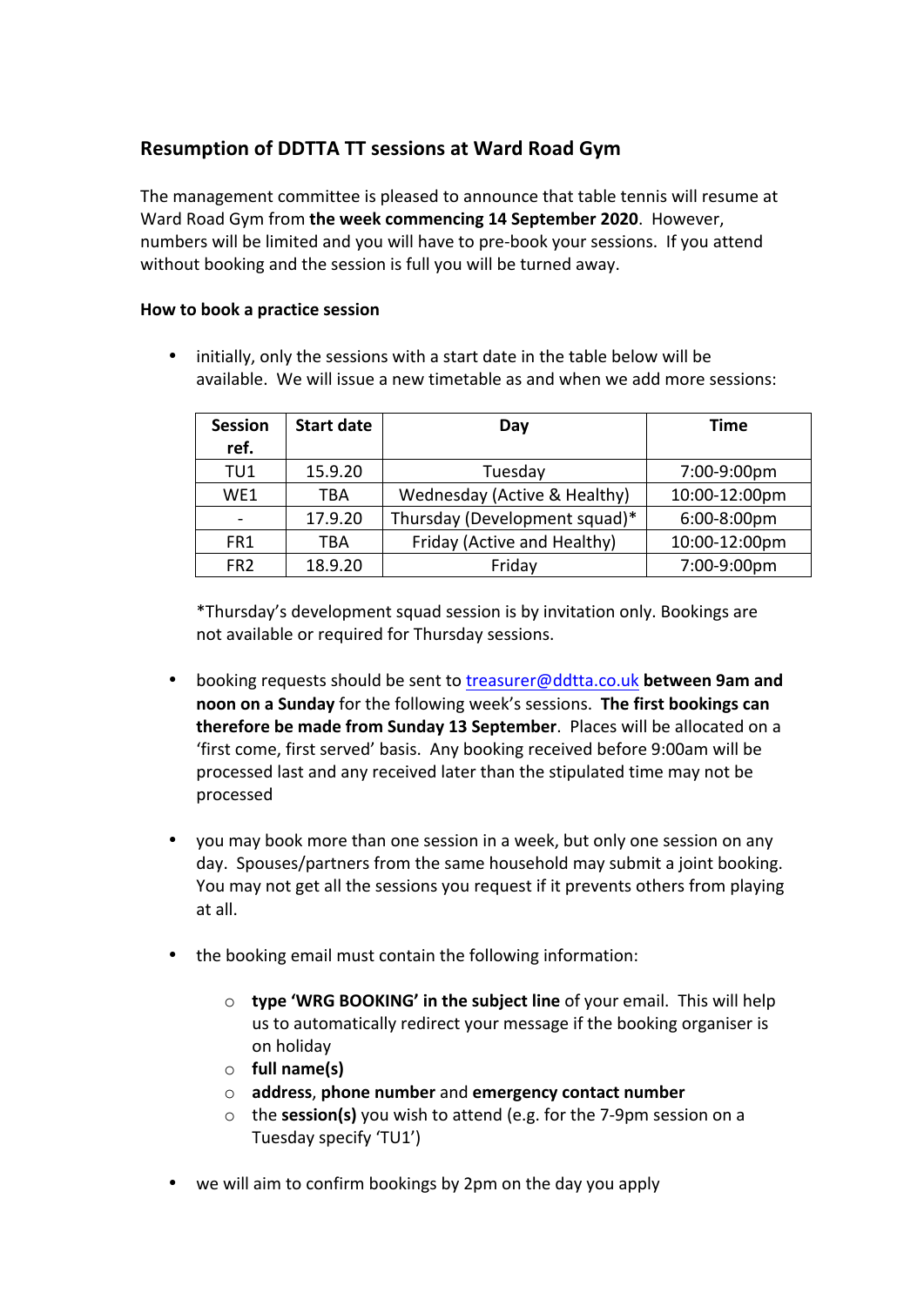## Resumption of DDTTA TT sessions at Ward Road Gym

The management committee is pleased to announce that table tennis will resume at Ward Road Gym from **the week commencing 14 September 2020**. However, numbers will be limited and you will have to pre-book your sessions. If you attend without booking and the session is full you will be turned away.

**How to book a practice session**

- initially, only the sessions with a start date in the table below will be available. We will issue a new timetable as and when we add more sessions:

| Session ref. | Start date | Day | Time |
|---|---|---|---|
| TU1 | 15.9.20 | Tuesday | 7:00-9:00pm |
| WE1 | TBA | Wednesday (Active & Healthy) | 10:00-12:00pm |
| - | 17.9.20 | Thursday (Development squad)* | 6:00-8:00pm |
| FR1 | TBA | Friday (Active and Healthy) | 10:00-12:00pm |
| FR2 | 18.9.20 | Friday | 7:00-9:00pm |

  *Thursday's development squad session is by invitation only. Bookings are not available or required for Thursday sessions.

- booking requests should be sent to [treasurer@ddtta.co.uk](mailto:treasurer@ddtta.co.uk) **between 9am and noon on a Sunday** for the following week's sessions. **The first bookings can therefore be made from Sunday 13 September**. Places will be allocated on a 'first come, first served' basis. Any booking received before 9:00am will be processed last and any received later than the stipulated time may not be processed

- you may book more than one session in a week, but only one session on any day. Spouses/partners from the same household may submit a joint booking. You may not get all the sessions you request if it prevents others from playing at all.

- the booking email must contain the following information:
    - **type 'WRG BOOKING' in the subject line** of your email. This will help us to automatically redirect your message if the booking organiser is on holiday
    - **full name(s)**
    - **address**, **phone number** and **emergency contact number**
    - the **session(s)** you wish to attend (e.g. for the 7-9pm session on a Tuesday specify 'TU1')

- we will aim to confirm bookings by 2pm on the day you apply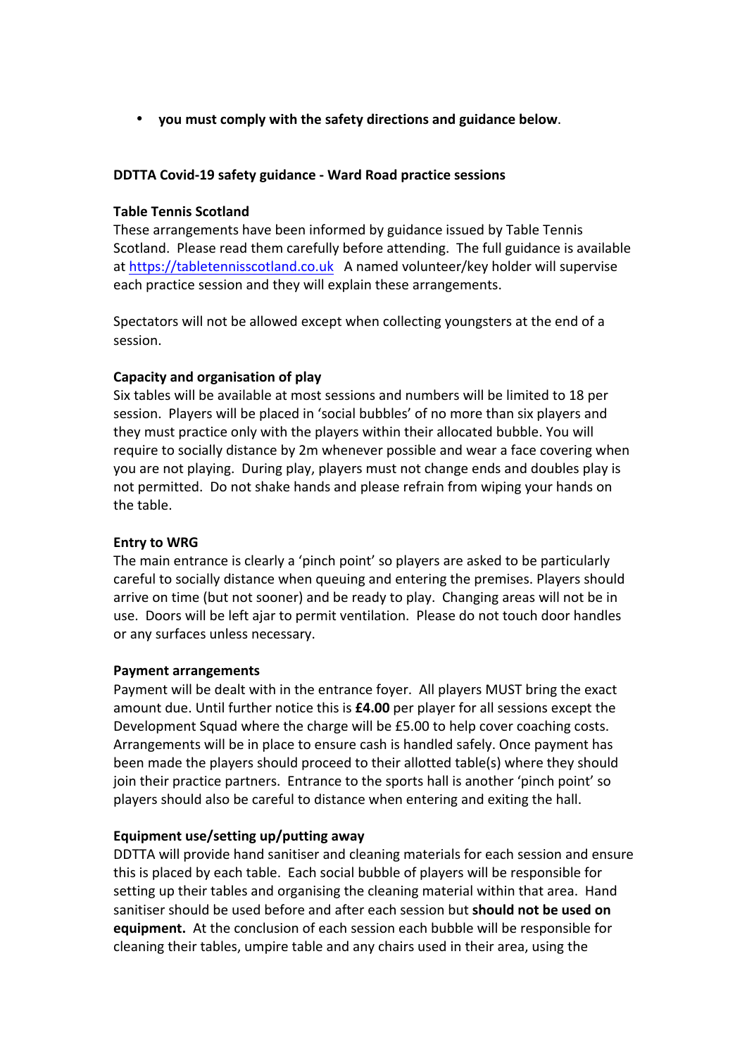- **you must comply with the safety directions and guidance below**.

**DDTTA Covid-19 safety guidance - Ward Road practice sessions**

**Table Tennis Scotland**

These arrangements have been informed by guidance issued by Table Tennis Scotland. Please read them carefully before attending. The full guidance is available at https://tabletennisscotland.co.uk A named volunteer/key holder will supervise each practice session and they will explain these arrangements.

Spectators will not be allowed except when collecting youngsters at the end of a session.

**Capacity and organisation of play**

Six tables will be available at most sessions and numbers will be limited to 18 per session. Players will be placed in 'social bubbles' of no more than six players and they must practice only with the players within their allocated bubble. You will require to socially distance by 2m whenever possible and wear a face covering when you are not playing. During play, players must not change ends and doubles play is not permitted. Do not shake hands and please refrain from wiping your hands on the table.

**Entry to WRG**

The main entrance is clearly a 'pinch point' so players are asked to be particularly careful to socially distance when queuing and entering the premises. Players should arrive on time (but not sooner) and be ready to play. Changing areas will not be in use. Doors will be left ajar to permit ventilation. Please do not touch door handles or any surfaces unless necessary.

**Payment arrangements**

Payment will be dealt with in the entrance foyer. All players MUST bring the exact amount due. Until further notice this is **£4.00** per player for all sessions except the Development Squad where the charge will be £5.00 to help cover coaching costs. Arrangements will be in place to ensure cash is handled safely. Once payment has been made the players should proceed to their allotted table(s) where they should join their practice partners. Entrance to the sports hall is another 'pinch point' so players should also be careful to distance when entering and exiting the hall.

**Equipment use/setting up/putting away**

DDTTA will provide hand sanitiser and cleaning materials for each session and ensure this is placed by each table. Each social bubble of players will be responsible for setting up their tables and organising the cleaning material within that area. Hand sanitiser should be used before and after each session but **should not be used on equipment.** At the conclusion of each session each bubble will be responsible for cleaning their tables, umpire table and any chairs used in their area, using the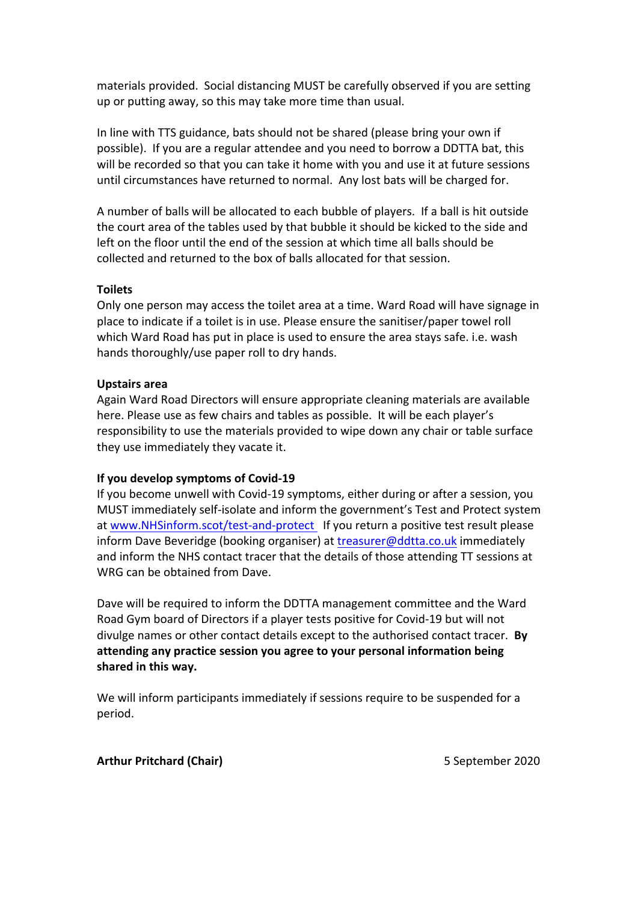materials provided. Social distancing MUST be carefully observed if you are setting up or putting away, so this may take more time than usual.

In line with TTS guidance, bats should not be shared (please bring your own if possible). If you are a regular attendee and you need to borrow a DDTTA bat, this will be recorded so that you can take it home with you and use it at future sessions until circumstances have returned to normal. Any lost bats will be charged for.

A number of balls will be allocated to each bubble of players. If a ball is hit outside the court area of the tables used by that bubble it should be kicked to the side and left on the floor until the end of the session at which time all balls should be collected and returned to the box of balls allocated for that session.

**Toilets**

Only one person may access the toilet area at a time. Ward Road will have signage in place to indicate if a toilet is in use. Please ensure the sanitiser/paper towel roll which Ward Road has put in place is used to ensure the area stays safe. i.e. wash hands thoroughly/use paper roll to dry hands.

**Upstairs area**

Again Ward Road Directors will ensure appropriate cleaning materials are available here. Please use as few chairs and tables as possible. It will be each player's responsibility to use the materials provided to wipe down any chair or table surface they use immediately they vacate it.

**If you develop symptoms of Covid-19**

If you become unwell with Covid-19 symptoms, either during or after a session, you MUST immediately self-isolate and inform the government's Test and Protect system at www.NHSinform.scot/test-and-protect If you return a positive test result please inform Dave Beveridge (booking organiser) at treasurer@ddtta.co.uk immediately and inform the NHS contact tracer that the details of those attending TT sessions at WRG can be obtained from Dave.

Dave will be required to inform the DDTTA management committee and the Ward Road Gym board of Directors if a player tests positive for Covid-19 but will not divulge names or other contact details except to the authorised contact tracer. **By attending any practice session you agree to your personal information being shared in this way.**

We will inform participants immediately if sessions require to be suspended for a period.

**Arthur Pritchard (Chair)** 5 September 2020